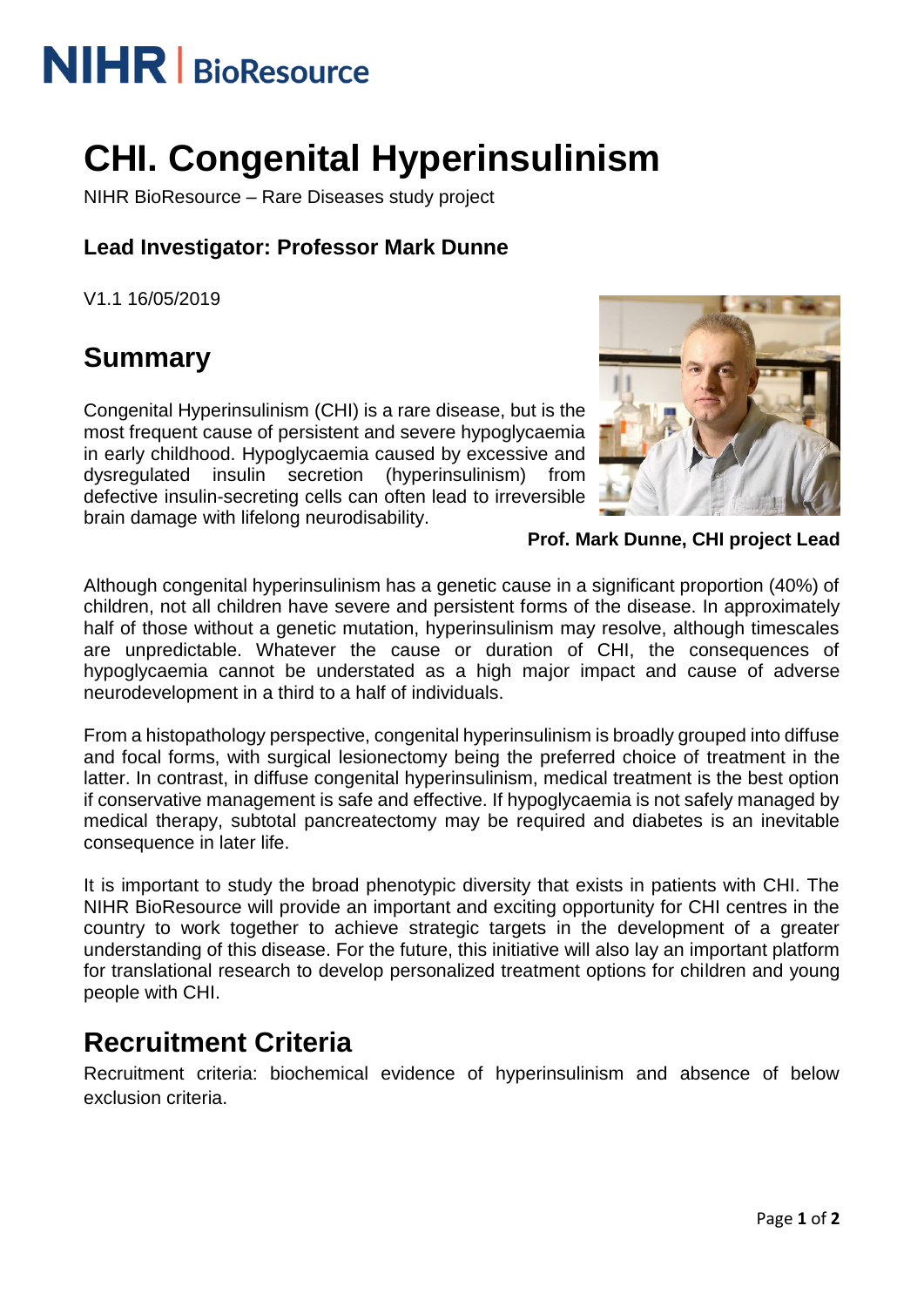NIHR | BioResource

# CHI. Congenital Hyperinsulinism

NIHR BioResource – Rare Diseases study project

### Lead Investigator: Professor Mark Dunne

V1.1 16/05/2019

## Summary

Congenital Hyperinsulinism (CHI) is a rare disease, but is the most frequent cause of persistent and severe hypoglycaemia in early childhood. Hypoglycaemia caused by excessive and dysregulated insulin secretion (hyperinsulinism) from defective insulin-secreting cells can often lead to irreversible brain damage with lifelong neurodisability.

**Prof. Mark Dunne, CHI project Lead**

Although congenital hyperinsulinism has a genetic cause in a significant proportion (40%) of children, not all children have severe and persistent forms of the disease. In approximately half of those without a genetic mutation, hyperinsulinism may resolve, although timescales are unpredictable. Whatever the cause or duration of CHI, the consequences of hypoglycaemia cannot be understated as a high major impact and cause of adverse neurodevelopment in a third to a half of individuals.

From a histopathology perspective, congenital hyperinsulinism is broadly grouped into diffuse and focal forms, with surgical lesionectomy being the preferred choice of treatment in the latter. In contrast, in diffuse congenital hyperinsulinism, medical treatment is the best option if conservative management is safe and effective. If hypoglycaemia is not safely managed by medical therapy, subtotal pancreatectomy may be required and diabetes is an inevitable consequence in later life.

It is important to study the broad phenotypic diversity that exists in patients with CHI. The NIHR BioResource will provide an important and exciting opportunity for CHI centres in the country to work together to achieve strategic targets in the development of a greater understanding of this disease. For the future, this initiative will also lay an important platform for translational research to develop personalized treatment options for children and young people with CHI.

## Recruitment Criteria

Recruitment criteria: biochemical evidence of hyperinsulinism and absence of below exclusion criteria.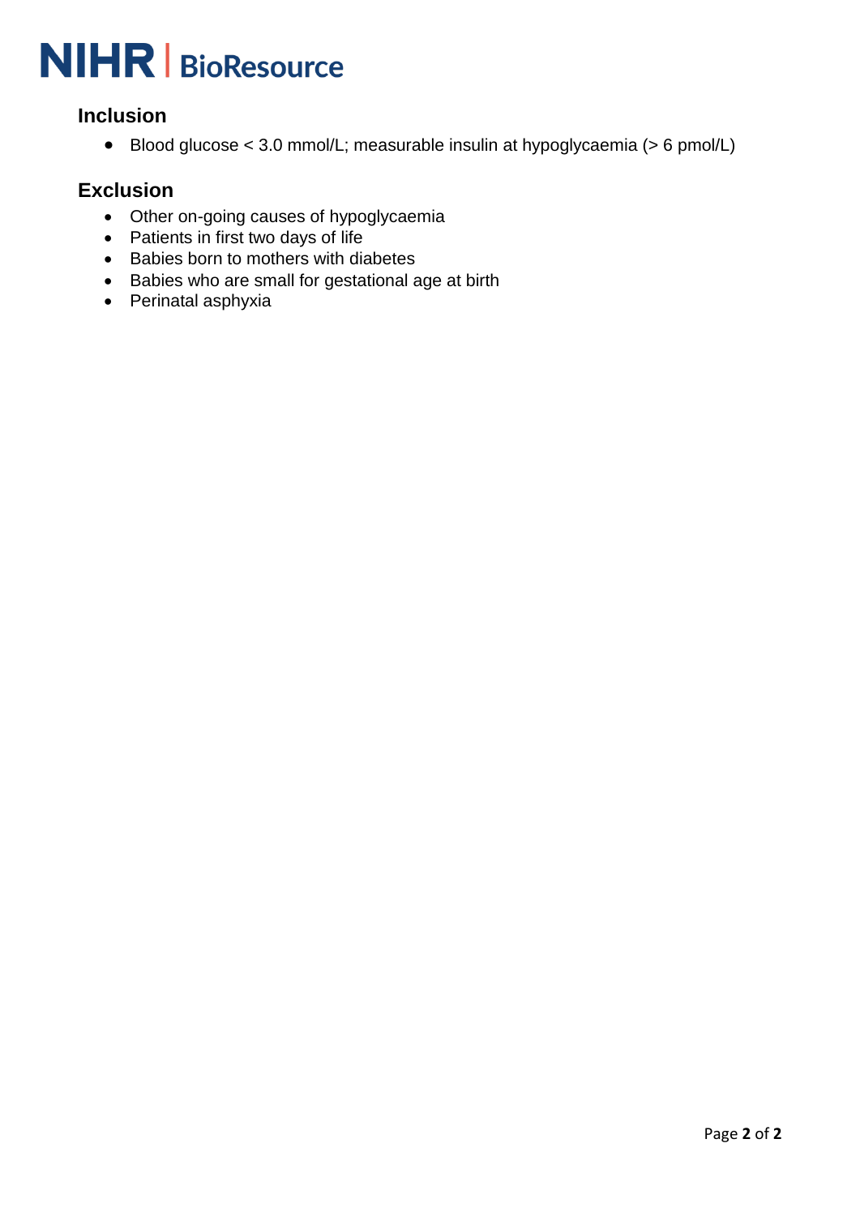## Inclusion

- Blood glucose < 3.0 mmol/L; measurable insulin at hypoglycaemia (> 6 pmol/L)

## Exclusion

- Other on-going causes of hypoglycaemia
- Patients in first two days of life
- Babies born to mothers with diabetes
- Babies who are small for gestational age at birth
- Perinatal asphyxia